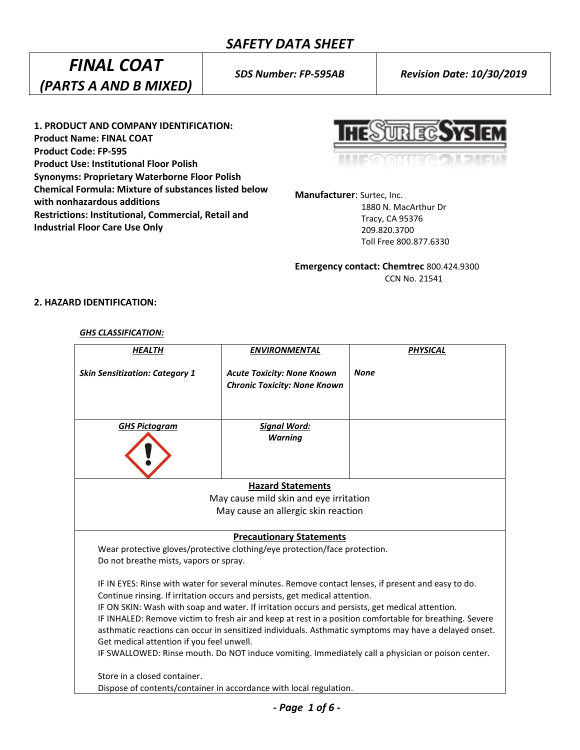# SAFETY DATA SHEET

| FINAL COAT (PARTS A AND B MIXED) | SDS Number: FP-595AB | Revision Date: 10/30/2019 |
|---|---|---|

**1. PRODUCT AND COMPANY IDENTIFICATION:**

**Product Name: FINAL COAT**
**Product Code: FP-595**
**Product Use: Institutional Floor Polish**
**Synonyms: Proprietary Waterborne Floor Polish**
**Chemical Formula: Mixture of substances listed below with nonhazardous additions**
**Restrictions: Institutional, Commercial, Retail and Industrial Floor Care Use Only**

THE SURTEC SYSTEM

**Manufacturer**: Surtec, Inc.
1880 N. MacArthur Dr
Tracy, CA 95376
209.820.3700
Toll Free 800.877.6330

**Emergency contact: Chemtrec** 800.424.9300
CCN No. 21541

**2. HAZARD IDENTIFICATION:**

***GHS CLASSIFICATION:***

| HEALTH | ENVIRONMENTAL | PHYSICAL |
|---|---|---|
| *Skin Sensitization: Category 1* | *Acute Toxicity: None Known*<br>*Chronic Toxicity: None Known* | *None* |
| ***GHS Pictogram*** (exclamation mark) | ***Signal Word:***<br>*Warning* | |

**Hazard Statements**

May cause mild skin and eye irritation
May cause an allergic skin reaction

**Precautionary Statements**

Wear protective gloves/protective clothing/eye protection/face protection.
Do not breathe mists, vapors or spray.

IF IN EYES: Rinse with water for several minutes. Remove contact lenses, if present and easy to do. Continue rinsing. If irritation occurs and persists, get medical attention.
IF ON SKIN: Wash with soap and water. If irritation occurs and persists, get medical attention.
IF INHALED: Remove victim to fresh air and keep at rest in a position comfortable for breathing. Severe asthmatic reactions can occur in sensitized individuals. Asthmatic symptoms may have a delayed onset. Get medical attention if you feel unwell.
IF SWALLOWED: Rinse mouth. Do NOT induce vomiting. Immediately call a physician or poison center.

Store in a closed container.
Dispose of contents/container in accordance with local regulation.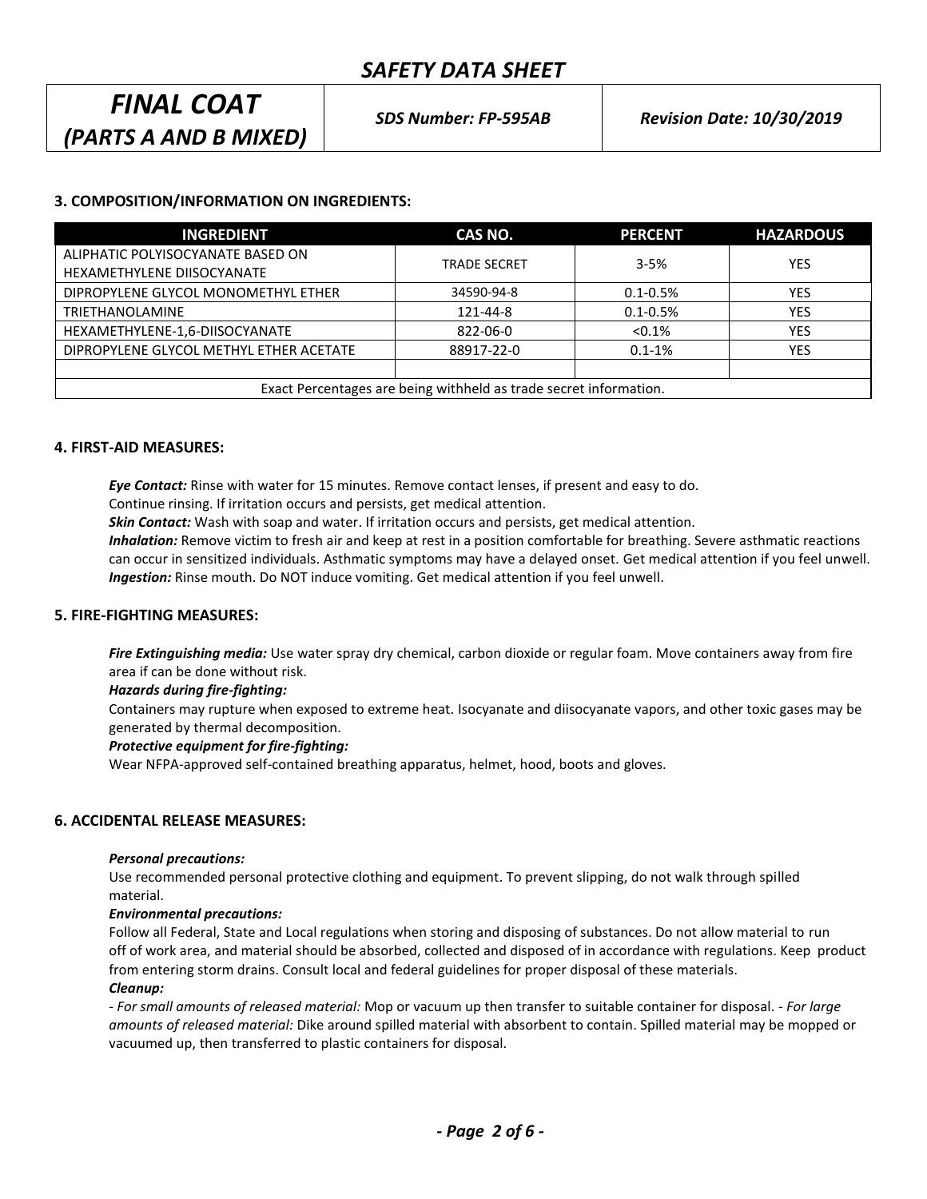# SAFETY DATA SHEET

| *FINAL COAT (PARTS A AND B MIXED)* | *SDS Number: FP-595AB* | *Revision Date: 10/30/2019* |
|---|---|---|

## 3. COMPOSITION/INFORMATION ON INGREDIENTS:

| INGREDIENT | CAS NO. | PERCENT | HAZARDOUS |
|---|---|---|---|
| ALIPHATIC POLYISOCYANATE BASED ON HEXAMETHYLENE DIISOCYANATE | TRADE SECRET | 3-5% | YES |
| DIPROPYLENE GLYCOL MONOMETHYL ETHER | 34590-94-8 | 0.1-0.5% | YES |
| TRIETHANOLAMINE | 121-44-8 | 0.1-0.5% | YES |
| HEXAMETHYLENE-1,6-DIISOCYANATE | 822-06-0 | <0.1% | YES |
| DIPROPYLENE GLYCOL METHYL ETHER ACETATE | 88917-22-0 | 0.1-1% | YES |
| | | | |
| Exact Percentages are being withheld as trade secret information. | | | |

## 4. FIRST-AID MEASURES:

***Eye Contact:*** Rinse with water for 15 minutes. Remove contact lenses, if present and easy to do. Continue rinsing. If irritation occurs and persists, get medical attention.

***Skin Contact:*** Wash with soap and water. If irritation occurs and persists, get medical attention.

***Inhalation:*** Remove victim to fresh air and keep at rest in a position comfortable for breathing. Severe asthmatic reactions can occur in sensitized individuals. Asthmatic symptoms may have a delayed onset. Get medical attention if you feel unwell.

***Ingestion:*** Rinse mouth. Do NOT induce vomiting. Get medical attention if you feel unwell.

## 5. FIRE-FIGHTING MEASURES:

***Fire Extinguishing media:*** Use water spray dry chemical, carbon dioxide or regular foam. Move containers away from fire area if can be done without risk.

***Hazards during fire-fighting:***

Containers may rupture when exposed to extreme heat. Isocyanate and diisocyanate vapors, and other toxic gases may be generated by thermal decomposition.

***Protective equipment for fire-fighting:***

Wear NFPA-approved self-contained breathing apparatus, helmet, hood, boots and gloves.

## 6. ACCIDENTAL RELEASE MEASURES:

***Personal precautions:***

Use recommended personal protective clothing and equipment. To prevent slipping, do not walk through spilled material.

***Environmental precautions:***

Follow all Federal, State and Local regulations when storing and disposing of substances. Do not allow material to run off of work area, and material should be absorbed, collected and disposed of in accordance with regulations. Keep product from entering storm drains. Consult local and federal guidelines for proper disposal of these materials.

***Cleanup:***

- *For small amounts of released material:* Mop or vacuum up then transfer to suitable container for disposal. - *For large amounts of released material:* Dike around spilled material with absorbent to contain. Spilled material may be mopped or vacuumed up, then transferred to plastic containers for disposal.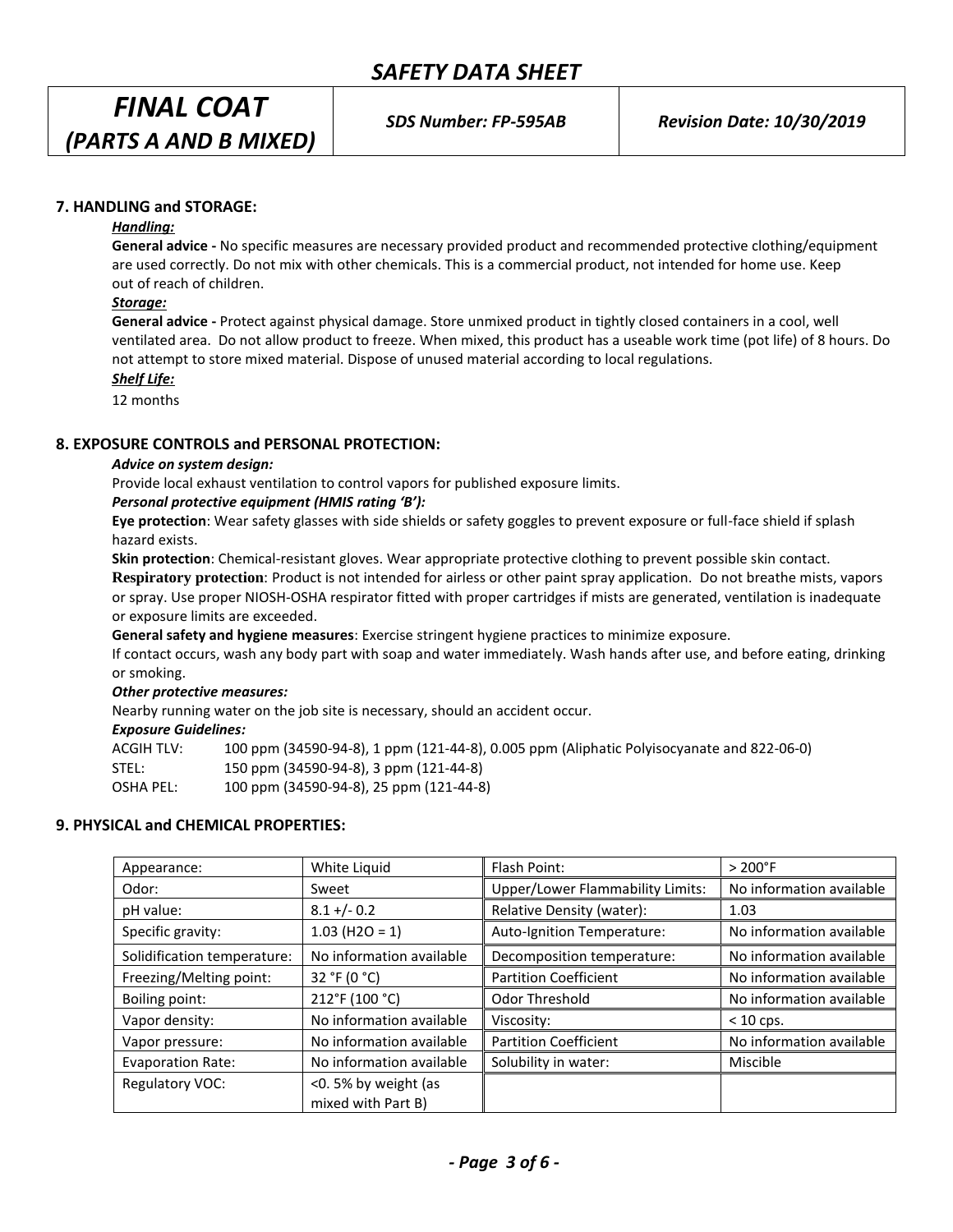## 7. HANDLING and STORAGE:

***Handling:***

**General advice -** No specific measures are necessary provided product and recommended protective clothing/equipment are used correctly. Do not mix with other chemicals. This is a commercial product, not intended for home use. Keep out of reach of children.

***Storage:***

**General advice -** Protect against physical damage. Store unmixed product in tightly closed containers in a cool, well ventilated area. Do not allow product to freeze. When mixed, this product has a useable work time (pot life) of 8 hours. Do not attempt to store mixed material. Dispose of unused material according to local regulations.

***Shelf Life:***

12 months

## 8. EXPOSURE CONTROLS and PERSONAL PROTECTION:

***Advice on system design:***

Provide local exhaust ventilation to control vapors for published exposure limits.

***Personal protective equipment (HMIS rating 'B'):***

**Eye protection**: Wear safety glasses with side shields or safety goggles to prevent exposure or full-face shield if splash hazard exists.

**Skin protection**: Chemical-resistant gloves. Wear appropriate protective clothing to prevent possible skin contact.

**Respiratory protection**: Product is not intended for airless or other paint spray application. Do not breathe mists, vapors or spray. Use proper NIOSH-OSHA respirator fitted with proper cartridges if mists are generated, ventilation is inadequate or exposure limits are exceeded.

**General safety and hygiene measures**: Exercise stringent hygiene practices to minimize exposure.

If contact occurs, wash any body part with soap and water immediately. Wash hands after use, and before eating, drinking or smoking.

***Other protective measures:***

Nearby running water on the job site is necessary, should an accident occur.

***Exposure Guidelines:***

ACGIH TLV: 100 ppm (34590-94-8), 1 ppm (121-44-8), 0.005 ppm (Aliphatic Polyisocyanate and 822-06-0)

STEL: 150 ppm (34590-94-8), 3 ppm (121-44-8)

OSHA PEL: 100 ppm (34590-94-8), 25 ppm (121-44-8)

## 9. PHYSICAL and CHEMICAL PROPERTIES:

| | | | |
|---|---|---|---|
| Appearance: | White Liquid | Flash Point: | > 200°F |
| Odor: | Sweet | Upper/Lower Flammability Limits: | No information available |
| pH value: | 8.1 +/- 0.2 | Relative Density (water): | 1.03 |
| Specific gravity: | 1.03 ($H_2O$ = 1) | Auto-Ignition Temperature: | No information available |
| Solidification temperature: | No information available | Decomposition temperature: | No information available |
| Freezing/Melting point: | 32 °F (0 °C) | Partition Coefficient | No information available |
| Boiling point: | 212°F (100 °C) | Odor Threshold | No information available |
| Vapor density: | No information available | Viscosity: | < 10 cps. |
| Vapor pressure: | No information available | Partition Coefficient | No information available |
| Evaporation Rate: | No information available | Solubility in water: | Miscible |
| Regulatory VOC: | <0. 5% by weight (as mixed with Part B) | | |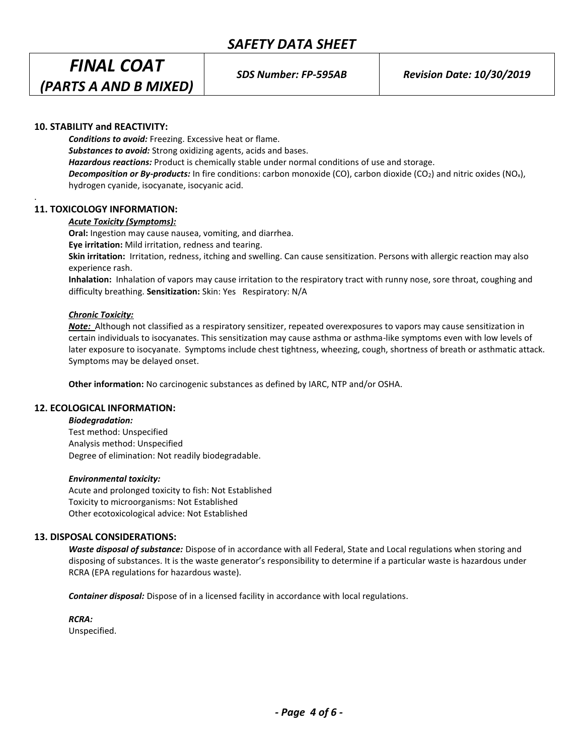## 10. STABILITY and REACTIVITY:

***Conditions to avoid:*** Freezing. Excessive heat or flame.

***Substances to avoid:*** Strong oxidizing agents, acids and bases.

***Hazardous reactions:*** Product is chemically stable under normal conditions of use and storage.

***Decomposition or By-products:*** In fire conditions: carbon monoxide (CO), carbon dioxide ($CO_2$) and nitric oxides ($NO_x$), hydrogen cyanide, isocyanate, isocyanic acid.

## 11. TOXICOLOGY INFORMATION:

***Acute Toxicity (Symptoms):***

**Oral:** Ingestion may cause nausea, vomiting, and diarrhea.

**Eye irritation:** Mild irritation, redness and tearing.

**Skin irritation:** Irritation, redness, itching and swelling. Can cause sensitization. Persons with allergic reaction may also experience rash.

**Inhalation:** Inhalation of vapors may cause irritation to the respiratory tract with runny nose, sore throat, coughing and difficulty breathing. **Sensitization:** Skin: Yes Respiratory: N/A

***Chronic Toxicity:***

***Note:*** Although not classified as a respiratory sensitizer, repeated overexposures to vapors may cause sensitization in certain individuals to isocyanates. This sensitization may cause asthma or asthma-like symptoms even with low levels of later exposure to isocyanate. Symptoms include chest tightness, wheezing, cough, shortness of breath or asthmatic attack. Symptoms may be delayed onset.

**Other information:** No carcinogenic substances as defined by IARC, NTP and/or OSHA.

## 12. ECOLOGICAL INFORMATION:

***Biodegradation:***

Test method: Unspecified
Analysis method: Unspecified
Degree of elimination: Not readily biodegradable.

***Environmental toxicity:***

Acute and prolonged toxicity to fish: Not Established
Toxicity to microorganisms: Not Established
Other ecotoxicological advice: Not Established

## 13. DISPOSAL CONSIDERATIONS:

***Waste disposal of substance:*** Dispose of in accordance with all Federal, State and Local regulations when storing and disposing of substances. It is the waste generator's responsibility to determine if a particular waste is hazardous under RCRA (EPA regulations for hazardous waste).

***Container disposal:*** Dispose of in a licensed facility in accordance with local regulations.

***RCRA:***

Unspecified.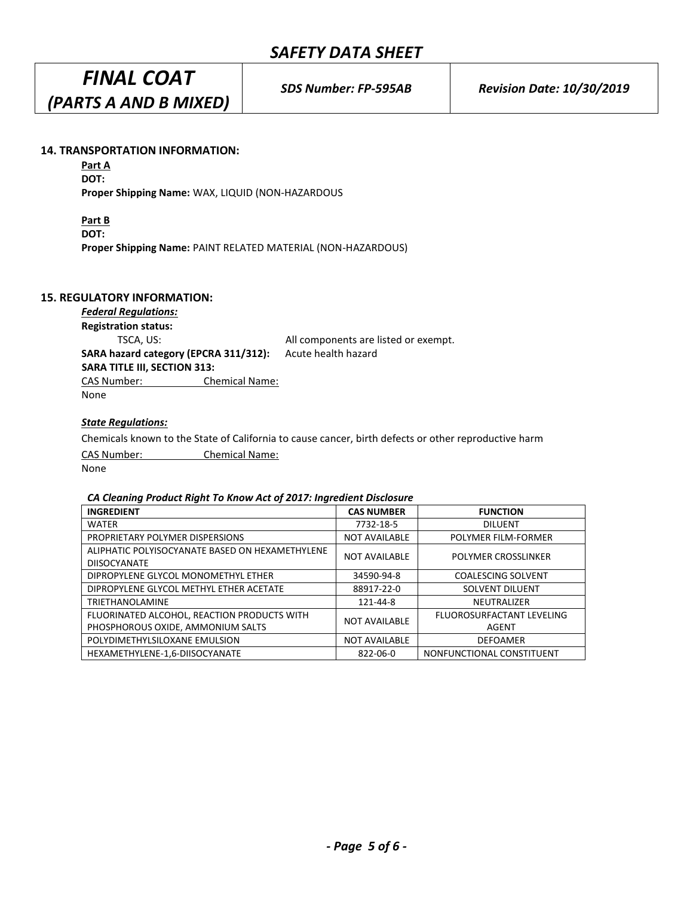## 14. TRANSPORTATION INFORMATION:

**Part A**

**DOT:**

**Proper Shipping Name:** WAX, LIQUID (NON-HAZARDOUS

**Part B**

**DOT:**

**Proper Shipping Name:** PAINT RELATED MATERIAL (NON-HAZARDOUS)

## 15. REGULATORY INFORMATION:

***Federal Regulations:***

**Registration status:**

TSCA, US: All components are listed or exempt.

**SARA hazard category (EPCRA 311/312):** Acute health hazard

**SARA TITLE III, SECTION 313:**

CAS Number: Chemical Name:

None

***State Regulations:***

Chemicals known to the State of California to cause cancer, birth defects or other reproductive harm

CAS Number: Chemical Name:

None

***CA Cleaning Product Right To Know Act of 2017: Ingredient Disclosure***

| INGREDIENT | CAS NUMBER | FUNCTION |
|---|---|---|
| WATER | 7732-18-5 | DILUENT |
| PROPRIETARY POLYMER DISPERSIONS | NOT AVAILABLE | POLYMER FILM-FORMER |
| ALIPHATIC POLYISOCYANATE BASED ON HEXAMETHYLENE DIISOCYANATE | NOT AVAILABLE | POLYMER CROSSLINKER |
| DIPROPYLENE GLYCOL MONOMETHYL ETHER | 34590-94-8 | COALESCING SOLVENT |
| DIPROPYLENE GLYCOL METHYL ETHER ACETATE | 88917-22-0 | SOLVENT DILUENT |
| TRIETHANOLAMINE | 121-44-8 | NEUTRALIZER |
| FLUORINATED ALCOHOL, REACTION PRODUCTS WITH PHOSPHOROUS OXIDE, AMMONIUM SALTS | NOT AVAILABLE | FLUOROSURFACTANT LEVELING AGENT |
| POLYDIMETHYLSILOXANE EMULSION | NOT AVAILABLE | DEFOAMER |
| HEXAMETHYLENE-1,6-DIISOCYANATE | 822-06-0 | NONFUNCTIONAL CONSTITUENT |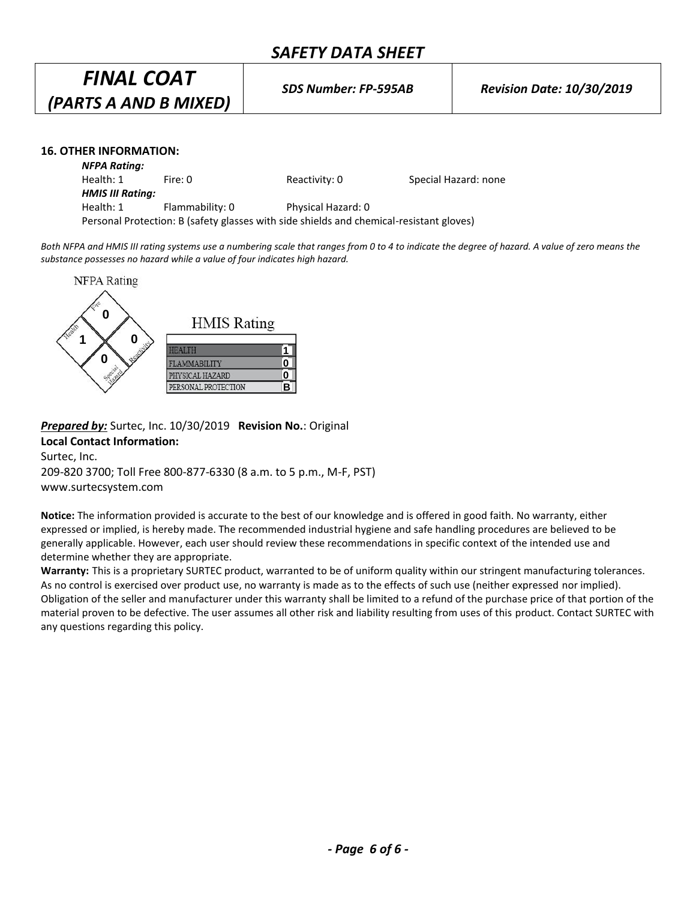**16. OTHER INFORMATION:**

***NFPA Rating:***

Health: 1 Fire: 0 Reactivity: 0 Special Hazard: none

***HMIS III Rating:***

Health: 1 Flammability: 0 Physical Hazard: 0

Personal Protection: B (safety glasses with side shields and chemical-resistant gloves)

*Both NFPA and HMIS III rating systems use a numbering scale that ranges from 0 to 4 to indicate the degree of hazard. A value of zero means the substance possesses no hazard while a value of four indicates high hazard.*

NFPA Rating

Fire 0
Health 1
Reactivity 0
Special Hazard 0

HMIS Rating

| | |
|---|---|
| HEALTH | 1 |
| FLAMMABILITY | 0 |
| PHYSICAL HAZARD | 0 |
| PERSONAL PROTECTION | B |

***Prepared by:*** Surtec, Inc. 10/30/2019 **Revision No.**: Original

**Local Contact Information:**

Surtec, Inc.
209-820 3700; Toll Free 800-877-6330 (8 a.m. to 5 p.m., M-F, PST)
www.surtecsystem.com

**Notice:** The information provided is accurate to the best of our knowledge and is offered in good faith. No warranty, either expressed or implied, is hereby made. The recommended industrial hygiene and safe handling procedures are believed to be generally applicable. However, each user should review these recommendations in specific context of the intended use and determine whether they are appropriate.

**Warranty:** This is a proprietary SURTEC product, warranted to be of uniform quality within our stringent manufacturing tolerances. As no control is exercised over product use, no warranty is made as to the effects of such use (neither expressed nor implied). Obligation of the seller and manufacturer under this warranty shall be limited to a refund of the purchase price of that portion of the material proven to be defective. The user assumes all other risk and liability resulting from uses of this product. Contact SURTEC with any questions regarding this policy.